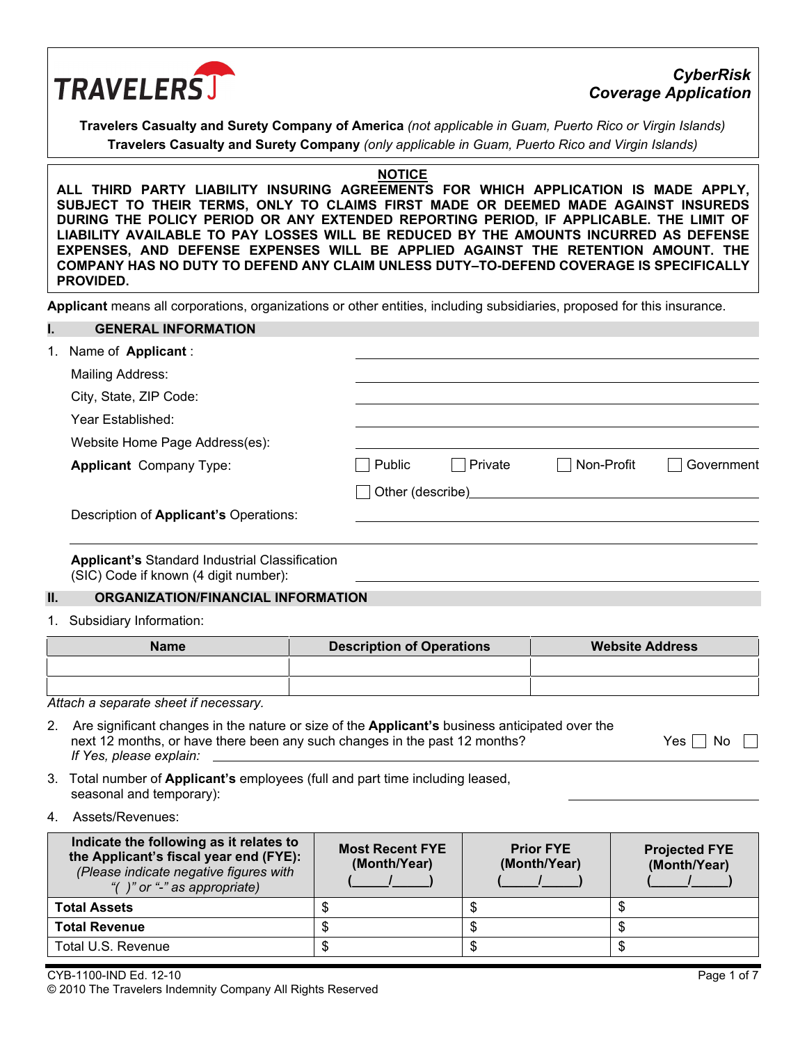# TRAVELERS

## CyberRisk Coverage Application

**Travelers Casualty and Surety Company of America** *(not applicable in Guam, Puerto Rico or Virgin Islands)*
**Travelers Casualty and Surety Company** *(only applicable in Guam, Puerto Rico and Virgin Islands)*

**NOTICE**

**ALL THIRD PARTY LIABILITY INSURING AGREEMENTS FOR WHICH APPLICATION IS MADE APPLY, SUBJECT TO THEIR TERMS, ONLY TO CLAIMS FIRST MADE OR DEEMED MADE AGAINST INSUREDS DURING THE POLICY PERIOD OR ANY EXTENDED REPORTING PERIOD, IF APPLICABLE. THE LIMIT OF LIABILITY AVAILABLE TO PAY LOSSES WILL BE REDUCED BY THE AMOUNTS INCURRED AS DEFENSE EXPENSES, AND DEFENSE EXPENSES WILL BE APPLIED AGAINST THE RETENTION AMOUNT. THE COMPANY HAS NO DUTY TO DEFEND ANY CLAIM UNLESS DUTY–TO-DEFEND COVERAGE IS SPECIFICALLY PROVIDED.**

**Applicant** means all corporations, organizations or other entities, including subsidiaries, proposed for this insurance.

## I. GENERAL INFORMATION

1. Name of **Applicant**: ____________________

   Mailing Address: ____________________

   City, State, ZIP Code: ____________________

   Year Established: ____________________

   Website Home Page Address(es): ____________________

   **Applicant** Company Type: ☐ Public ☐ Private ☐ Non-Profit ☐ Government

   ☐ Other (describe) ____________________

   Description of **Applicant's** Operations: ____________________

   ____________________

   **Applicant's** Standard Industrial Classification (SIC) Code if known (4 digit number): ____________________

## II. ORGANIZATION/FINANCIAL INFORMATION

1. Subsidiary Information:

| Name | Description of Operations | Website Address |
|---|---|---|
| | | |
| | | |

*Attach a separate sheet if necessary.*

2. Are significant changes in the nature or size of the **Applicant's** business anticipated over the next 12 months, or have there been any such changes in the past 12 months? Yes ☐ No ☐
   *If Yes, please explain:* ____________________

3. Total number of **Applicant's** employees (full and part time including leased, seasonal and temporary): ____________________

4. Assets/Revenues:

| **Indicate the following as it relates to the Applicant's fiscal year end (FYE):** *(Please indicate negative figures with "( )" or "-" as appropriate)* | **Most Recent FYE (Month/Year) (_____/_____)** | **Prior FYE (Month/Year) (_____/_____)** | **Projected FYE (Month/Year) (_____/_____)** |
|---|---|---|---|
| **Total Assets** | $ | $ | $ |
| **Total Revenue** | $ | $ | $ |
| Total U.S. Revenue | $ | $ | $ |

CYB-1100-IND Ed. 12-10
© 2010 The Travelers Indemnity Company All Rights Reserved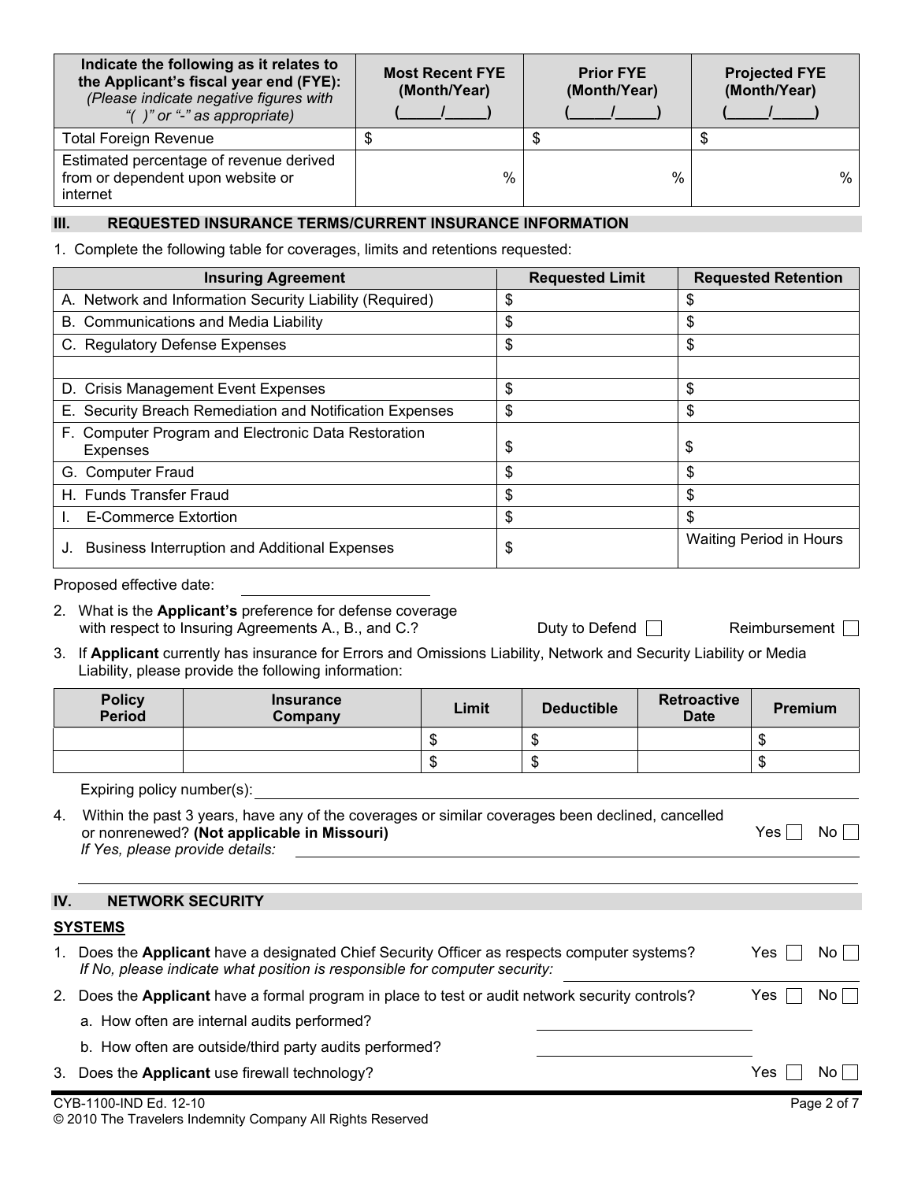| Indicate the following as it relates to the Applicant's fiscal year end (FYE): *(Please indicate negative figures with "( )" or "-" as appropriate)* | Most Recent FYE (Month/Year) (_____/_____) | Prior FYE (Month/Year) (_____/_____) | Projected FYE (Month/Year) (_____/_____) |
|---|---|---|---|
| Total Foreign Revenue | $ | $ | $ |
| Estimated percentage of revenue derived from or dependent upon website or internet | % | % | % |

## III. REQUESTED INSURANCE TERMS/CURRENT INSURANCE INFORMATION

1. Complete the following table for coverages, limits and retentions requested:

| Insuring Agreement | Requested Limit | Requested Retention |
|---|---|---|
| A. Network and Information Security Liability (Required) | $ | $ |
| B. Communications and Media Liability | $ | $ |
| C. Regulatory Defense Expenses | $ | $ |
| | | |
| D. Crisis Management Event Expenses | $ | $ |
| E. Security Breach Remediation and Notification Expenses | $ | $ |
| F. Computer Program and Electronic Data Restoration Expenses | $ | $ |
| G. Computer Fraud | $ | $ |
| H. Funds Transfer Fraud | $ | $ |
| I. E-Commerce Extortion | $ | $ |
| J. Business Interruption and Additional Expenses | $ | Waiting Period in Hours |

Proposed effective date: ____________________

2. What is the **Applicant's** preference for defense coverage with respect to Insuring Agreements A., B., and C.? Duty to Defend ☐ Reimbursement ☐

3. If **Applicant** currently has insurance for Errors and Omissions Liability, Network and Security Liability or Media Liability, please provide the following information:

| Policy Period | Insurance Company | Limit | Deductible | Retroactive Date | Premium |
|---|---|---|---|---|---|
| | | $ | $ | | $ |
| | | $ | $ | | $ |

Expiring policy number(s): ____________________

4. Within the past 3 years, have any of the coverages or similar coverages been declined, cancelled or nonrenewed? **(Not applicable in Missouri)** Yes ☐ No ☐
   *If Yes, please provide details:* ____________________

## IV. NETWORK SECURITY

### SYSTEMS

1. Does the **Applicant** have a designated Chief Security Officer as respects computer systems? Yes ☐ No ☐
   *If No, please indicate what position is responsible for computer security:* ____________________
2. Does the **Applicant** have a formal program in place to test or audit network security controls? Yes ☐ No ☐
   a. How often are internal audits performed? ____________________
   b. How often are outside/third party audits performed? ____________________
3. Does the **Applicant** use firewall technology? Yes ☐ No ☐

CYB-1100-IND Ed. 12-10
© 2010 The Travelers Indemnity Company All Rights Reserved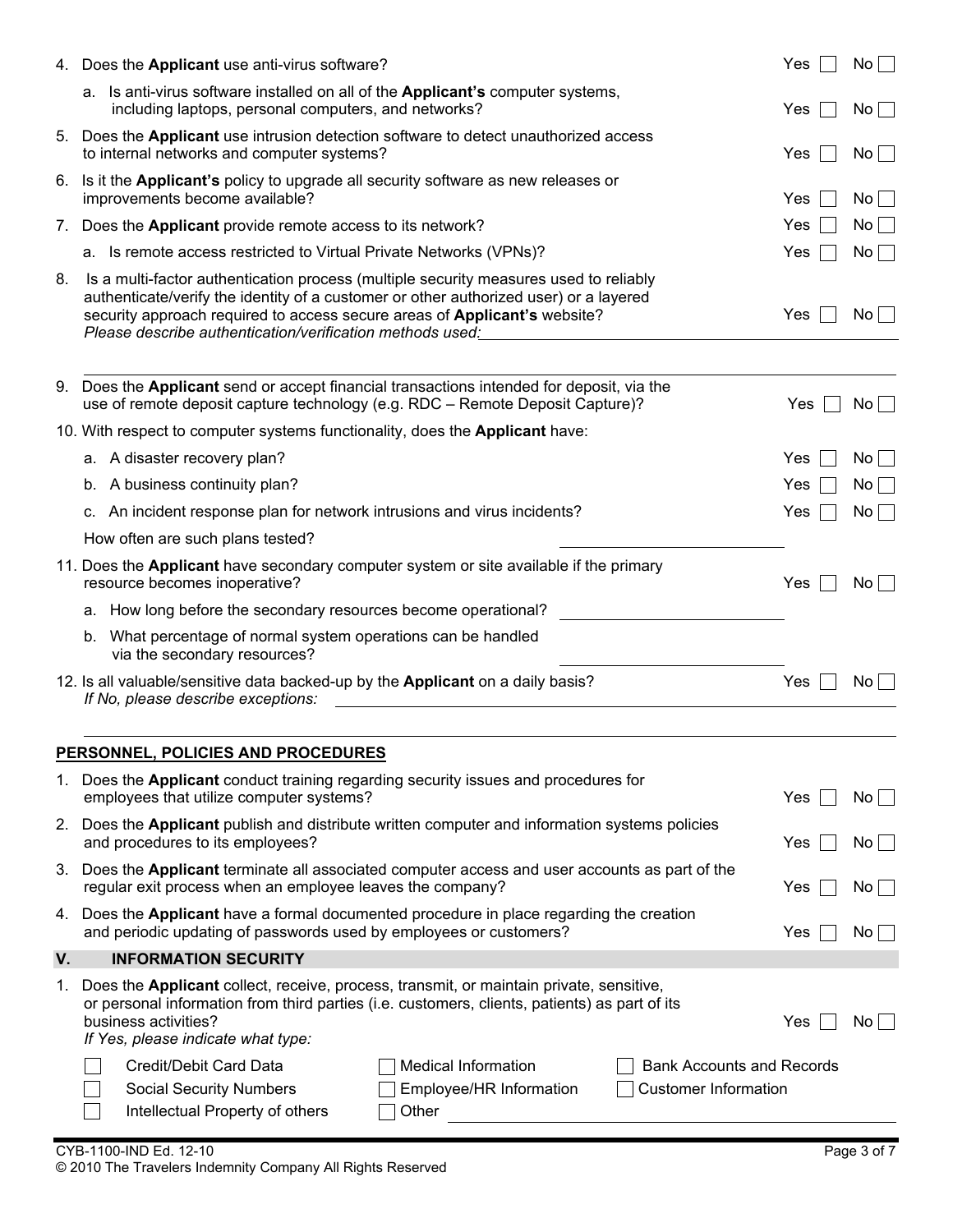4. Does the **Applicant** use anti-virus software? Yes ☐ No ☐

   a. Is anti-virus software installed on all of the **Applicant's** computer systems, including laptops, personal computers, and networks? Yes ☐ No ☐

5. Does the **Applicant** use intrusion detection software to detect unauthorized access to internal networks and computer systems? Yes ☐ No ☐

6. Is it the **Applicant's** policy to upgrade all security software as new releases or improvements become available? Yes ☐ No ☐

7. Does the **Applicant** provide remote access to its network? Yes ☐ No ☐

   a. Is remote access restricted to Virtual Private Networks (VPNs)? Yes ☐ No ☐

8. Is a multi-factor authentication process (multiple security measures used to reliably authenticate/verify the identity of a customer or other authorized user) or a layered security approach required to access secure areas of **Applicant's** website? Yes ☐ No ☐
   *Please describe authentication/verification methods used:* ____________________

9. Does the **Applicant** send or accept financial transactions intended for deposit, via the use of remote deposit capture technology (e.g. RDC – Remote Deposit Capture)? Yes ☐ No ☐

10. With respect to computer systems functionality, does the **Applicant** have:

    a. A disaster recovery plan? Yes ☐ No ☐

    b. A business continuity plan? Yes ☐ No ☐

    c. An incident response plan for network intrusions and virus incidents? Yes ☐ No ☐

    How often are such plans tested? ____________________

11. Does the **Applicant** have secondary computer system or site available if the primary resource becomes inoperative? Yes ☐ No ☐

    a. How long before the secondary resources become operational? ____________________

    b. What percentage of normal system operations can be handled via the secondary resources? ____________________

12. Is all valuable/sensitive data backed-up by the **Applicant** on a daily basis? Yes ☐ No ☐
    *If No, please describe exceptions:* ____________________

**PERSONNEL, POLICIES AND PROCEDURES**

1. Does the **Applicant** conduct training regarding security issues and procedures for employees that utilize computer systems? Yes ☐ No ☐

2. Does the **Applicant** publish and distribute written computer and information systems policies and procedures to its employees? Yes ☐ No ☐

3. Does the **Applicant** terminate all associated computer access and user accounts as part of the regular exit process when an employee leaves the company? Yes ☐ No ☐

4. Does the **Applicant** have a formal documented procedure in place regarding the creation and periodic updating of passwords used by employees or customers? Yes ☐ No ☐

## V. INFORMATION SECURITY

1. Does the **Applicant** collect, receive, process, transmit, or maintain private, sensitive, or personal information from third parties (i.e. customers, clients, patients) as part of its business activities? Yes ☐ No ☐
   *If Yes, please indicate what type:*

   ☐ Credit/Debit Card Data ☐ Medical Information ☐ Bank Accounts and Records
   ☐ Social Security Numbers ☐ Employee/HR Information ☐ Customer Information
   ☐ Intellectual Property of others ☐ Other ____________________

CYB-1100-IND Ed. 12-10
© 2010 The Travelers Indemnity Company All Rights Reserved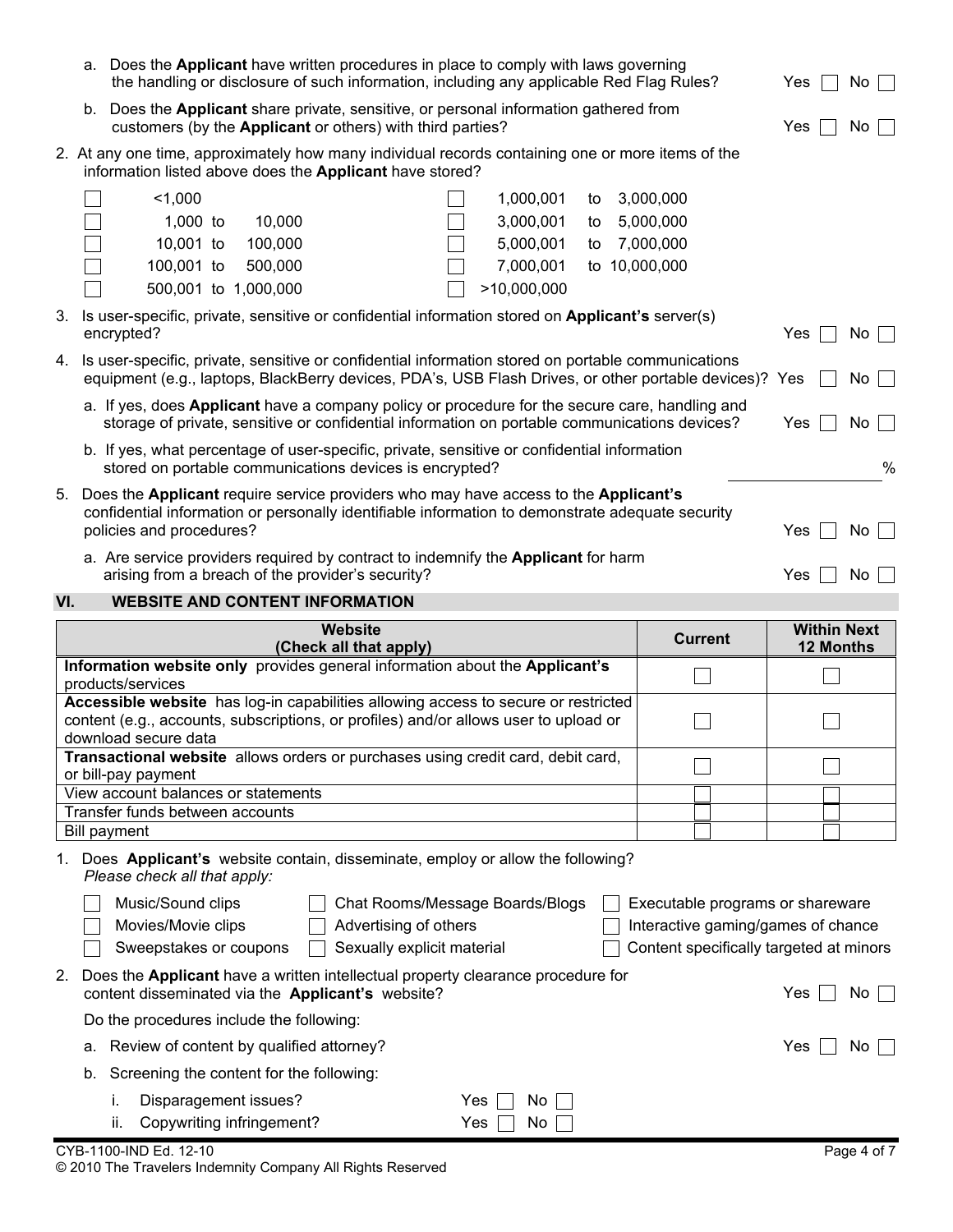a. Does the **Applicant** have written procedures in place to comply with laws governing the handling or disclosure of such information, including any applicable Red Flag Rules? Yes ☐ No ☐

b. Does the **Applicant** share private, sensitive, or personal information gathered from customers (by the **Applicant** or others) with third parties? Yes ☐ No ☐

2. At any one time, approximately how many individual records containing one or more items of the information listed above does the **Applicant** have stored?

| | |
|---|---|
| ☐ <1,000 | ☐ 1,000,001 to 3,000,000 |
| ☐ 1,000 to 10,000 | ☐ 3,000,001 to 5,000,000 |
| ☐ 10,001 to 100,000 | ☐ 5,000,001 to 7,000,000 |
| ☐ 100,001 to 500,000 | ☐ 7,000,001 to 10,000,000 |
| ☐ 500,001 to 1,000,000 | ☐ >10,000,000 |

3. Is user-specific, private, sensitive or confidential information stored on **Applicant's** server(s) encrypted? Yes ☐ No ☐

4. Is user-specific, private, sensitive or confidential information stored on portable communications equipment (e.g., laptops, BlackBerry devices, PDA's, USB Flash Drives, or other portable devices)? Yes ☐ No ☐

   a. If yes, does **Applicant** have a company policy or procedure for the secure care, handling and storage of private, sensitive or confidential information on portable communications devices? Yes ☐ No ☐

   b. If yes, what percentage of user-specific, private, sensitive or confidential information stored on portable communications devices is encrypted? ________________%

5. Does the **Applicant** require service providers who may have access to the **Applicant's** confidential information or personally identifiable information to demonstrate adequate security policies and procedures? Yes ☐ No ☐

   a. Are service providers required by contract to indemnify the **Applicant** for harm arising from a breach of the provider's security? Yes ☐ No ☐

## VI. WEBSITE AND CONTENT INFORMATION

| Website (Check all that apply) | Current | Within Next 12 Months |
|---|---|---|
| **Information website only** provides general information about the **Applicant's** products/services | ☐ | ☐ |
| **Accessible website** has log-in capabilities allowing access to secure or restricted content (e.g., accounts, subscriptions, or profiles) and/or allows user to upload or download secure data | ☐ | ☐ |
| **Transactional website** allows orders or purchases using credit card, debit card, or bill-pay payment | ☐ | ☐ |
| View account balances or statements | ☐ | ☐ |
| Transfer funds between accounts | ☐ | ☐ |
| Bill payment | ☐ | ☐ |

1. Does **Applicant's** website contain, disseminate, employ or allow the following? *Please check all that apply:*

| | | |
|---|---|---|
| ☐ Music/Sound clips | ☐ Chat Rooms/Message Boards/Blogs | ☐ Executable programs or shareware |
| ☐ Movies/Movie clips | ☐ Advertising of others | ☐ Interactive gaming/games of chance |
| ☐ Sweepstakes or coupons | ☐ Sexually explicit material | ☐ Content specifically targeted at minors |

2. Does the **Applicant** have a written intellectual property clearance procedure for content disseminated via the **Applicant's** website? Yes ☐ No ☐

   Do the procedures include the following:

   a. Review of content by qualified attorney? Yes ☐ No ☐

   b. Screening the content for the following:

      i. Disparagement issues? Yes ☐ No ☐

      ii. Copywriting infringement? Yes ☐ No ☐

CYB-1100-IND Ed. 12-10

© 2010 The Travelers Indemnity Company All Rights Reserved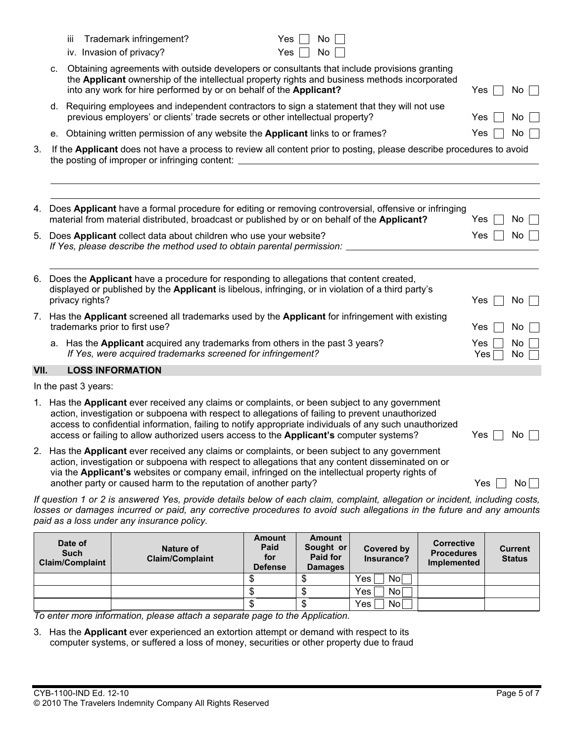iii Trademark infringement? Yes ☐ No ☐

iv. Invasion of privacy? Yes ☐ No ☐

c. Obtaining agreements with outside developers or consultants that include provisions granting the **Applicant** ownership of the intellectual property rights and business methods incorporated into any work for hire performed by or on behalf of the **Applicant?** Yes ☐ No ☐

d. Requiring employees and independent contractors to sign a statement that they will not use previous employers' or clients' trade secrets or other intellectual property? Yes ☐ No ☐

e. Obtaining written permission of any website the **Applicant** links to or frames? Yes ☐ No ☐

3. If the **Applicant** does not have a process to review all content prior to posting, please describe procedures to avoid the posting of improper or infringing content: ______________________________

______________________________

______________________________

4. Does **Applicant** have a formal procedure for editing or removing controversial, offensive or infringing material from material distributed, broadcast or published by or on behalf of the **Applicant?** Yes ☐ No ☐

5. Does **Applicant** collect data about children who use your website? Yes ☐ No ☐
*If Yes, please describe the method used to obtain parental permission:* ______________________________

______________________________

6. Does the **Applicant** have a procedure for responding to allegations that content created, displayed or published by the **Applicant** is libelous, infringing, or in violation of a third party's privacy rights? Yes ☐ No ☐

7. Has the **Applicant** screened all trademarks used by the **Applicant** for infringement with existing trademarks prior to first use? Yes ☐ No ☐

a. Has the **Applicant** acquired any trademarks from others in the past 3 years? Yes ☐ No ☐
*If Yes, were acquired trademarks screened for infringement?* Yes ☐ No ☐

## VII. LOSS INFORMATION

In the past 3 years:

1. Has the **Applicant** ever received any claims or complaints, or been subject to any government action, investigation or subpoena with respect to allegations of failing to prevent unauthorized access to confidential information, failing to notify appropriate individuals of any such unauthorized access or failing to allow authorized users access to the **Applicant's** computer systems? Yes ☐ No ☐

2. Has the **Applicant** ever received any claims or complaints, or been subject to any government action, investigation or subpoena with respect to allegations that any content disseminated on or via the **Applicant's** websites or company email, infringed on the intellectual property rights of another party or caused harm to the reputation of another party? Yes ☐ No ☐

*If question 1 or 2 is answered Yes, provide details below of each claim, complaint, allegation or incident, including costs, losses or damages incurred or paid, any corrective procedures to avoid such allegations in the future and any amounts paid as a loss under any insurance policy.*

| Date of Such Claim/Complaint | Nature of Claim/Complaint | Amount Paid for Defense | Amount Sought or Paid for Damages | Covered by Insurance? | Corrective Procedures Implemented | Current Status |
|---|---|---|---|---|---|---|
| | | $ | $ | Yes ☐ No ☐ | | |
| | | $ | $ | Yes ☐ No ☐ | | |
| | | $ | $ | Yes ☐ No ☐ | | |

*To enter more information, please attach a separate page to the Application.*

3. Has the **Applicant** ever experienced an extortion attempt or demand with respect to its computer systems, or suffered a loss of money, securities or other property due to fraud

CYB-1100-IND Ed. 12-10
© 2010 The Travelers Indemnity Company All Rights Reserved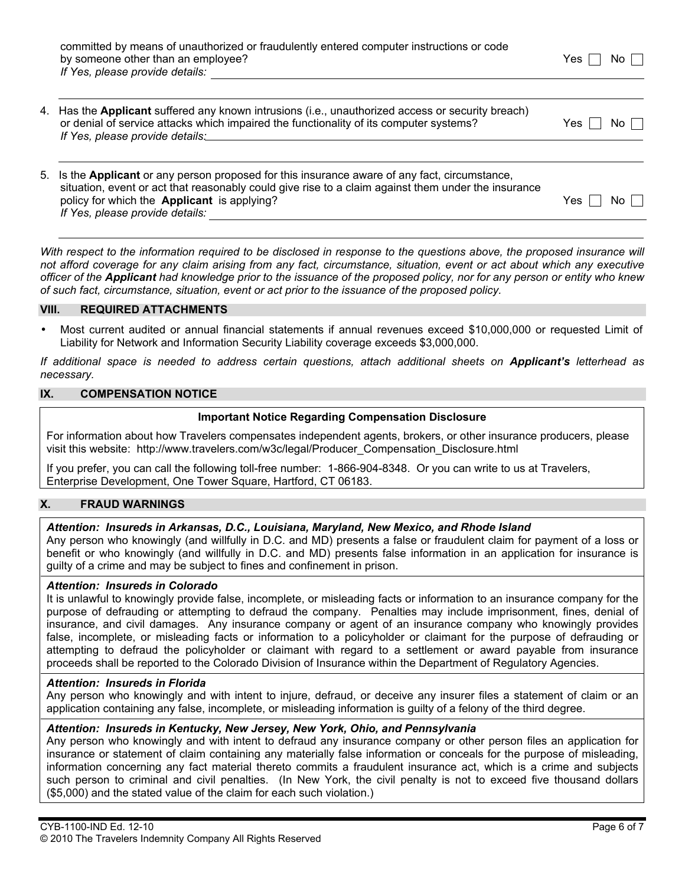committed by means of unauthorized or fraudulently entered computer instructions or code by someone other than an employee? Yes ☐ No ☐
*If Yes, please provide details:* ____________________

4. Has the **Applicant** suffered any known intrusions (i.e., unauthorized access or security breach) or denial of service attacks which impaired the functionality of its computer systems? Yes ☐ No ☐
   *If Yes, please provide details:* ____________________

5. Is the **Applicant** or any person proposed for this insurance aware of any fact, circumstance, situation, event or act that reasonably could give rise to a claim against them under the insurance policy for which the **Applicant** is applying? Yes ☐ No ☐
   *If Yes, please provide details:* ____________________

*With respect to the information required to be disclosed in response to the questions above, the proposed insurance will not afford coverage for any claim arising from any fact, circumstance, situation, event or act about which any executive officer of the **Applicant** had knowledge prior to the issuance of the proposed policy, nor for any person or entity who knew of such fact, circumstance, situation, event or act prior to the issuance of the proposed policy.*

## VIII. REQUIRED ATTACHMENTS

- Most current audited or annual financial statements if annual revenues exceed $10,000,000 or requested Limit of Liability for Network and Information Security Liability coverage exceeds $3,000,000.

*If additional space is needed to address certain questions, attach additional sheets on **Applicant's** letterhead as necessary.*

## IX. COMPENSATION NOTICE

**Important Notice Regarding Compensation Disclosure**

For information about how Travelers compensates independent agents, brokers, or other insurance producers, please visit this website: http://www.travelers.com/w3c/legal/Producer_Compensation_Disclosure.html

If you prefer, you can call the following toll-free number: 1-866-904-8348. Or you can write to us at Travelers, Enterprise Development, One Tower Square, Hartford, CT 06183.

## X. FRAUD WARNINGS

***Attention: Insureds in Arkansas, D.C., Louisiana, Maryland, New Mexico, and Rhode Island***
Any person who knowingly (and willfully in D.C. and MD) presents a false or fraudulent claim for payment of a loss or benefit or who knowingly (and willfully in D.C. and MD) presents false information in an application for insurance is guilty of a crime and may be subject to fines and confinement in prison.

***Attention: Insureds in Colorado***
It is unlawful to knowingly provide false, incomplete, or misleading facts or information to an insurance company for the purpose of defrauding or attempting to defraud the company. Penalties may include imprisonment, fines, denial of insurance, and civil damages. Any insurance company or agent of an insurance company who knowingly provides false, incomplete, or misleading facts or information to a policyholder or claimant for the purpose of defrauding or attempting to defraud the policyholder or claimant with regard to a settlement or award payable from insurance proceeds shall be reported to the Colorado Division of Insurance within the Department of Regulatory Agencies.

***Attention: Insureds in Florida***
Any person who knowingly and with intent to injure, defraud, or deceive any insurer files a statement of claim or an application containing any false, incomplete, or misleading information is guilty of a felony of the third degree.

***Attention: Insureds in Kentucky, New Jersey, New York, Ohio, and Pennsylvania***
Any person who knowingly and with intent to defraud any insurance company or other person files an application for insurance or statement of claim containing any materially false information or conceals for the purpose of misleading, information concerning any fact material thereto commits a fraudulent insurance act, which is a crime and subjects such person to criminal and civil penalties. (In New York, the civil penalty is not to exceed five thousand dollars ($5,000) and the stated value of the claim for each such violation.)

CYB-1100-IND Ed. 12-10
© 2010 The Travelers Indemnity Company All Rights Reserved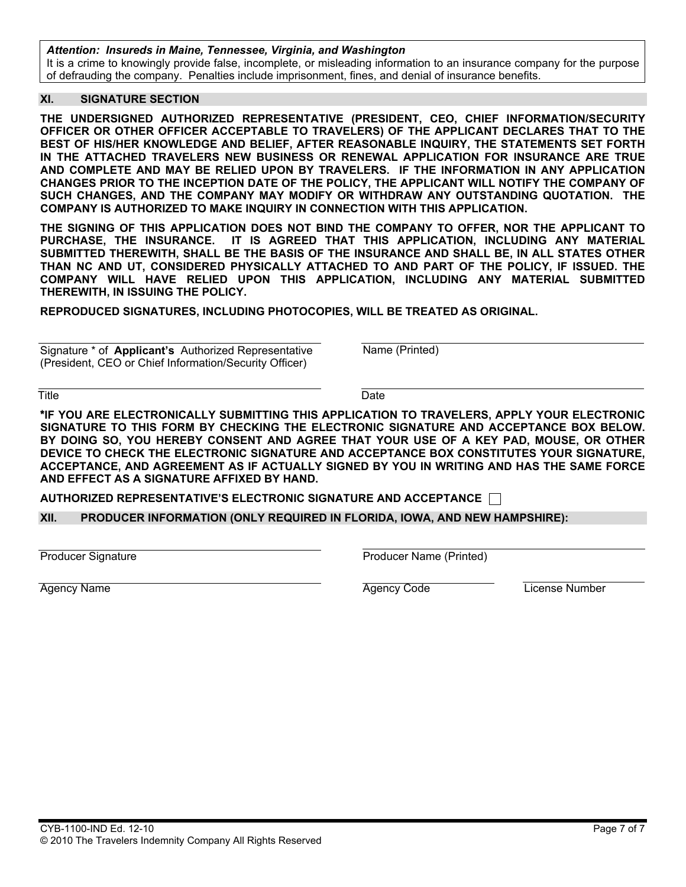***Attention: Insureds in Maine, Tennessee, Virginia, and Washington***
It is a crime to knowingly provide false, incomplete, or misleading information to an insurance company for the purpose of defrauding the company. Penalties include imprisonment, fines, and denial of insurance benefits.

## XI. SIGNATURE SECTION

**THE UNDERSIGNED AUTHORIZED REPRESENTATIVE (PRESIDENT, CEO, CHIEF INFORMATION/SECURITY OFFICER OR OTHER OFFICER ACCEPTABLE TO TRAVELERS) OF THE APPLICANT DECLARES THAT TO THE BEST OF HIS/HER KNOWLEDGE AND BELIEF, AFTER REASONABLE INQUIRY, THE STATEMENTS SET FORTH IN THE ATTACHED TRAVELERS NEW BUSINESS OR RENEWAL APPLICATION FOR INSURANCE ARE TRUE AND COMPLETE AND MAY BE RELIED UPON BY TRAVELERS. IF THE INFORMATION IN ANY APPLICATION CHANGES PRIOR TO THE INCEPTION DATE OF THE POLICY, THE APPLICANT WILL NOTIFY THE COMPANY OF SUCH CHANGES, AND THE COMPANY MAY MODIFY OR WITHDRAW ANY OUTSTANDING QUOTATION. THE COMPANY IS AUTHORIZED TO MAKE INQUIRY IN CONNECTION WITH THIS APPLICATION.**

**THE SIGNING OF THIS APPLICATION DOES NOT BIND THE COMPANY TO OFFER, NOR THE APPLICANT TO PURCHASE, THE INSURANCE. IT IS AGREED THAT THIS APPLICATION, INCLUDING ANY MATERIAL SUBMITTED THEREWITH, SHALL BE THE BASIS OF THE INSURANCE AND SHALL BE, IN ALL STATES OTHER THAN NC AND UT, CONSIDERED PHYSICALLY ATTACHED TO AND PART OF THE POLICY, IF ISSUED. THE COMPANY WILL HAVE RELIED UPON THIS APPLICATION, INCLUDING ANY MATERIAL SUBMITTED THEREWITH, IN ISSUING THE POLICY.**

**REPRODUCED SIGNATURES, INCLUDING PHOTOCOPIES, WILL BE TREATED AS ORIGINAL.**

Signature * of **Applicant's** Authorized Representative (President, CEO or Chief Information/Security Officer) ______________________

Name (Printed) ______________________

Title ______________________

Date ______________________

**\*IF YOU ARE ELECTRONICALLY SUBMITTING THIS APPLICATION TO TRAVELERS, APPLY YOUR ELECTRONIC SIGNATURE TO THIS FORM BY CHECKING THE ELECTRONIC SIGNATURE AND ACCEPTANCE BOX BELOW. BY DOING SO, YOU HEREBY CONSENT AND AGREE THAT YOUR USE OF A KEY PAD, MOUSE, OR OTHER DEVICE TO CHECK THE ELECTRONIC SIGNATURE AND ACCEPTANCE BOX CONSTITUTES YOUR SIGNATURE, ACCEPTANCE, AND AGREEMENT AS IF ACTUALLY SIGNED BY YOU IN WRITING AND HAS THE SAME FORCE AND EFFECT AS A SIGNATURE AFFIXED BY HAND.**

**AUTHORIZED REPRESENTATIVE'S ELECTRONIC SIGNATURE AND ACCEPTANCE** ☐

## XII. PRODUCER INFORMATION (ONLY REQUIRED IN FLORIDA, IOWA, AND NEW HAMPSHIRE):

Producer Signature ______________________

Producer Name (Printed) ______________________

Agency Name ______________________

Agency Code ______________________

License Number ______________________

CYB-1100-IND Ed. 12-10
© 2010 The Travelers Indemnity Company All Rights Reserved